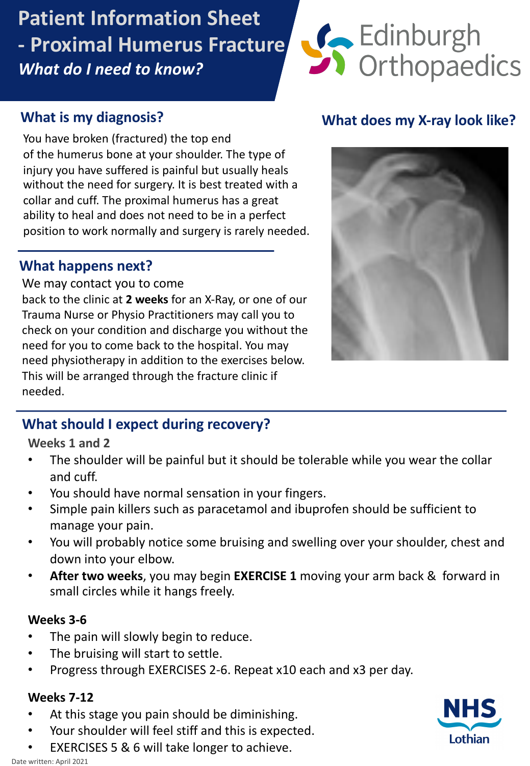# Patient Information Sheet - Proximal Humerus Fracture

*What do I need to know?*

Edinburgh Orthopaedics

## What is my diagnosis?

You have broken (fractured) the top end of the humerus bone at your shoulder. The type of injury you have suffered is painful but usually heals without the need for surgery. It is best treated with a collar and cuff. The proximal humerus has a great ability to heal and does not need to be in a perfect position to work normally and surgery is rarely needed.

## What does my X-ray look like?

## What happens next?

We may contact you to come back to the clinic at **2 weeks** for an X-Ray, or one of our Trauma Nurse or Physio Practitioners may call you to check on your condition and discharge you without the need for you to come back to the hospital. You may need physiotherapy in addition to the exercises below. This will be arranged through the fracture clinic if needed.

## What should I expect during recovery?

### Weeks 1 and 2

- The shoulder will be painful but it should be tolerable while you wear the collar and cuff.
- You should have normal sensation in your fingers.
- Simple pain killers such as paracetamol and ibuprofen should be sufficient to manage your pain.
- You will probably notice some bruising and swelling over your shoulder, chest and down into your elbow.
- **After two weeks**, you may begin **EXERCISE 1** moving your arm back & forward in small circles while it hangs freely.

### Weeks 3-6

- The pain will slowly begin to reduce.
- The bruising will start to settle.
- Progress through EXERCISES 2-6. Repeat x10 each and x3 per day.

### Weeks 7-12

- At this stage you pain should be diminishing.
- Your shoulder will feel stiff and this is expected.
- EXERCISES 5 & 6 will take longer to achieve.

NHS Lothian

Date written: April 2021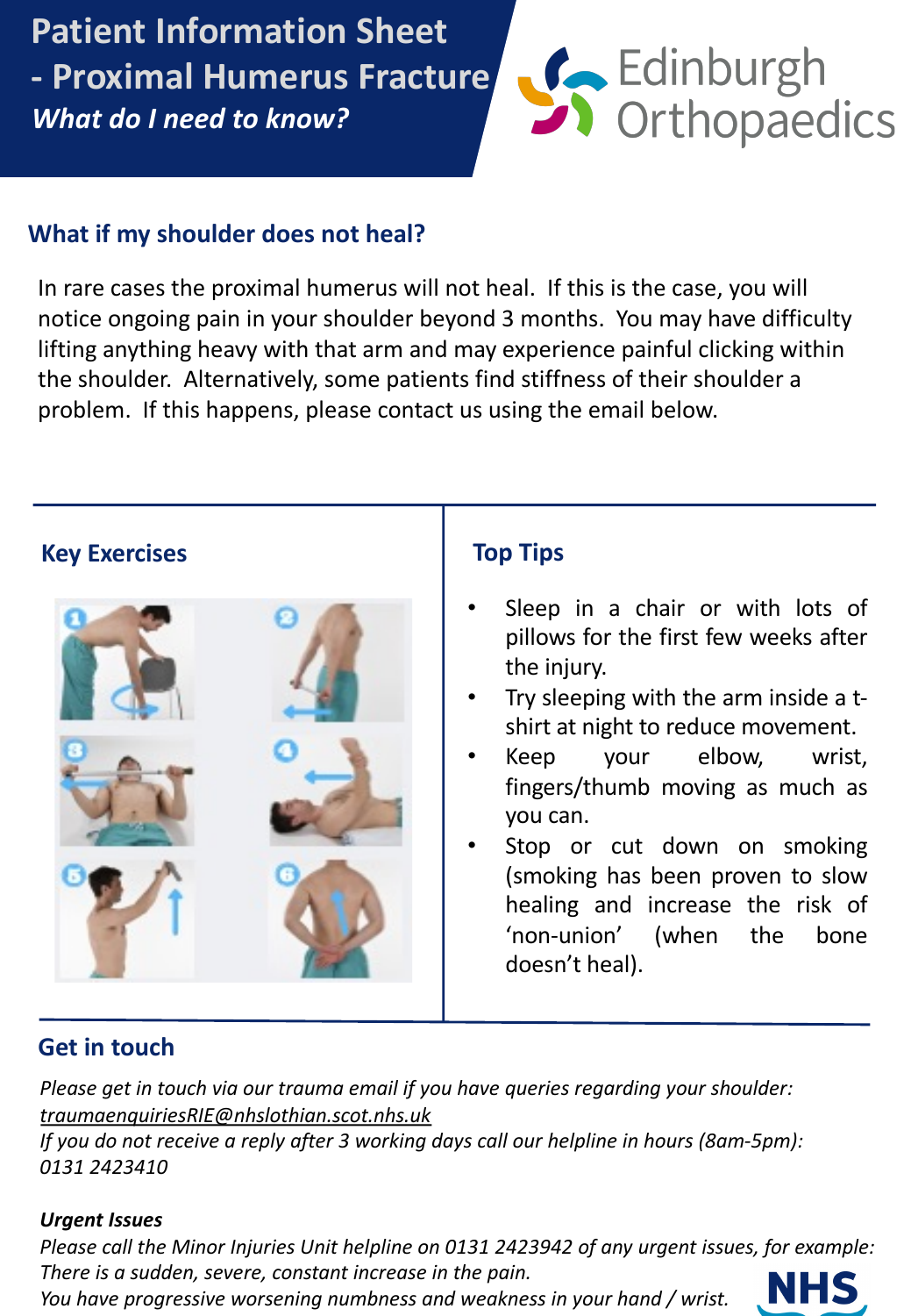# Patient Information Sheet - Proximal Humerus Fracture

*What do I need to know?*

Edinburgh Orthopaedics

## What if my shoulder does not heal?

In rare cases the proximal humerus will not heal. If this is the case, you will notice ongoing pain in your shoulder beyond 3 months. You may have difficulty lifting anything heavy with that arm and may experience painful clicking within the shoulder. Alternatively, some patients find stiffness of their shoulder a problem. If this happens, please contact us using the email below.

## Key Exercises

1
2
3
4
5
6

## Top Tips

- Sleep in a chair or with lots of pillows for the first few weeks after the injury.
- Try sleeping with the arm inside a t-shirt at night to reduce movement.
- Keep your elbow, wrist, fingers/thumb moving as much as you can.
- Stop or cut down on smoking (smoking has been proven to slow healing and increase the risk of 'non-union' (when the bone doesn't heal).

## Get in touch

*Please get in touch via our trauma email if you have queries regarding your shoulder:*
*traumaenquiriesRIE@nhslothian.scot.nhs.uk*
*If you do not receive a reply after 3 working days call our helpline in hours (8am-5pm): 0131 2423410*

***Urgent Issues***

*Please call the Minor Injuries Unit helpline on 0131 2423942 of any urgent issues, for example:*
*There is a sudden, severe, constant increase in the pain.*
*You have progressive worsening numbness and weakness in your hand / wrist.*

NHS